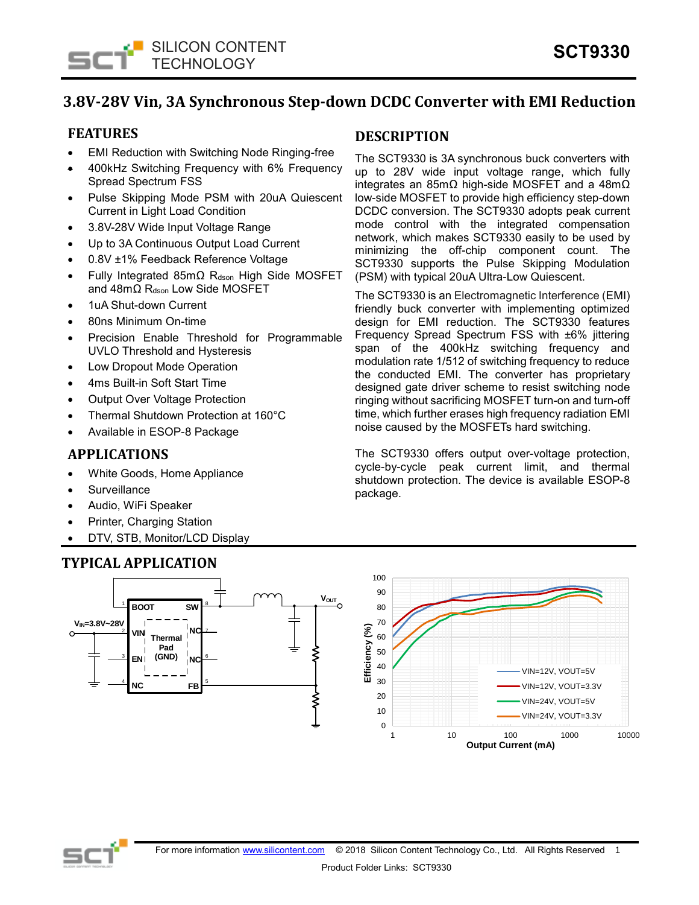# SCT9330

## 3.8V-28V Vin, 3A Synchronous Step-down DCDC Converter with EMI Reduction

## FEATURES

- EMI Reduction with Switching Node Ringing-free
- 400kHz Switching Frequency with 6% Frequency Spread Spectrum FSS
- Pulse Skipping Mode PSM with 20uA Quiescent Current in Light Load Condition
- 3.8V-28V Wide Input Voltage Range
- Up to 3A Continuous Output Load Current
- 0.8V ±1% Feedback Reference Voltage
- Fully Integrated 85mΩ $R_{dson}$ High Side MOSFET and 48mΩ $R_{dson}$ Low Side MOSFET
- 1uA Shut-down Current
- 80ns Minimum On-time
- Precision Enable Threshold for Programmable UVLO Threshold and Hysteresis
- Low Dropout Mode Operation
- 4ms Built-in Soft Start Time
- Output Over Voltage Protection
- Thermal Shutdown Protection at 160°C
- Available in ESOP-8 Package

## APPLICATIONS

- White Goods, Home Appliance
- Surveillance
- Audio, WiFi Speaker
- Printer, Charging Station
- DTV, STB, Monitor/LCD Display

## DESCRIPTION

The SCT9330 is 3A synchronous buck converters with up to 28V wide input voltage range, which fully integrates an 85mΩ high-side MOSFET and a 48mΩ low-side MOSFET to provide high efficiency step-down DCDC conversion. The SCT9330 adopts peak current mode control with the integrated compensation network, which makes SCT9330 easily to be used by minimizing the off-chip component count. The SCT9330 supports the Pulse Skipping Modulation (PSM) with typical 20uA Ultra-Low Quiescent.

The SCT9330 is an Electromagnetic Interference (EMI) friendly buck converter with implementing optimized design for EMI reduction. The SCT9330 features Frequency Spread Spectrum FSS with ±6% jittering span of the 400kHz switching frequency and modulation rate 1/512 of switching frequency to reduce the conducted EMI. The converter has proprietary designed gate driver scheme to resist switching node ringing without sacrificing MOSFET turn-on and turn-off time, which further erases high frequency radiation EMI noise caused by the MOSFETs hard switching.

The SCT9330 offers output over-voltage protection, cycle-by-cycle peak current limit, and thermal shutdown protection. The device is available ESOP-8 package.

## TYPICAL APPLICATION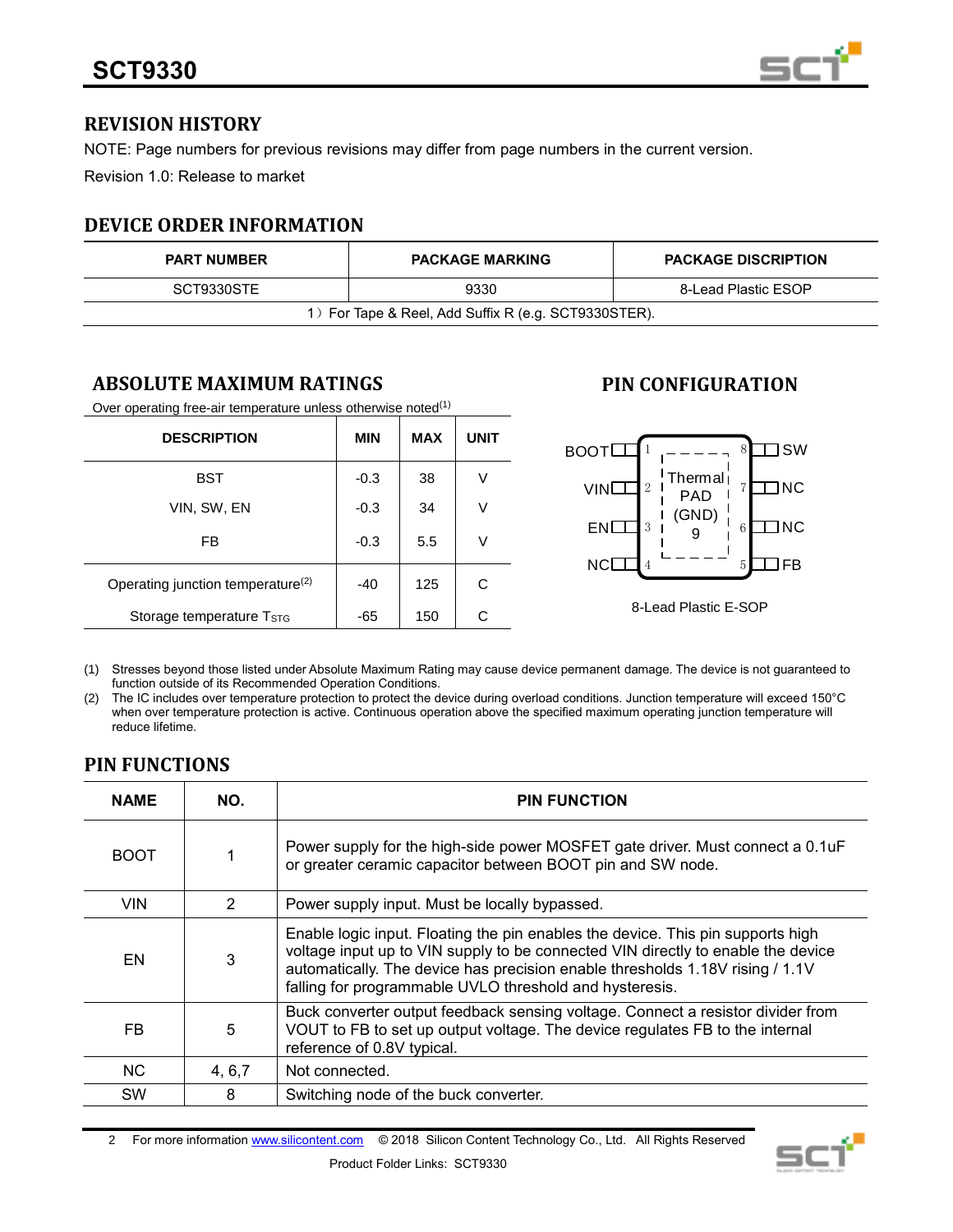## REVISION HISTORY

NOTE: Page numbers for previous revisions may differ from page numbers in the current version.

Revision 1.0: Release to market

## DEVICE ORDER INFORMATION

| PART NUMBER | PACKAGE MARKING | PACKAGE DISCRIPTION |
|---|---|---|
| SCT9330STE | 9330 | 8-Lead Plastic ESOP |
| 1）For Tape & Reel, Add Suffix R (e.g. SCT9330STER). | | |

## ABSOLUTE MAXIMUM RATINGS

Over operating free-air temperature unless otherwise noted[(1)]

| DESCRIPTION | MIN | MAX | UNIT |
|---|---|---|---|
| BST | -0.3 | 38 | V |
| VIN, SW, EN | -0.3 | 34 | V |
| FB | -0.3 | 5.5 | V |
| Operating junction temperature[(2)] | -40 | 125 | C |
| Storage temperature $T_{STG}$ | -65 | 150 | C |

## PIN CONFIGURATION

| Pin | Name | Pin | Name |
|---|---|---|---|
| 1 | BOOT | 8 | SW |
| 2 | VIN | 7 | NC |
| 3 | EN | 6 | NC |
| 4 | NC | 5 | FB |
| 9 | Thermal PAD (GND) | | |

8-Lead Plastic E-SOP

(1) Stresses beyond those listed under Absolute Maximum Rating may cause device permanent damage. The device is not guaranteed to function outside of its Recommended Operation Conditions.

(2) The IC includes over temperature protection to protect the device during overload conditions. Junction temperature will exceed 150°C when over temperature protection is active. Continuous operation above the specified maximum operating junction temperature will reduce lifetime.

## PIN FUNCTIONS

| NAME | NO. | PIN FUNCTION |
|---|---|---|
| BOOT | 1 | Power supply for the high-side power MOSFET gate driver. Must connect a 0.1uF or greater ceramic capacitor between BOOT pin and SW node. |
| VIN | 2 | Power supply input. Must be locally bypassed. |
| EN | 3 | Enable logic input. Floating the pin enables the device. This pin supports high voltage input up to VIN supply to be connected VIN directly to enable the device automatically. The device has precision enable thresholds 1.18V rising / 1.1V falling for programmable UVLO threshold and hysteresis. |
| FB | 5 | Buck converter output feedback sensing voltage. Connect a resistor divider from VOUT to FB to set up output voltage. The device regulates FB to the internal reference of 0.8V typical. |
| NC | 4, 6,7 | Not connected. |
| SW | 8 | Switching node of the buck converter. |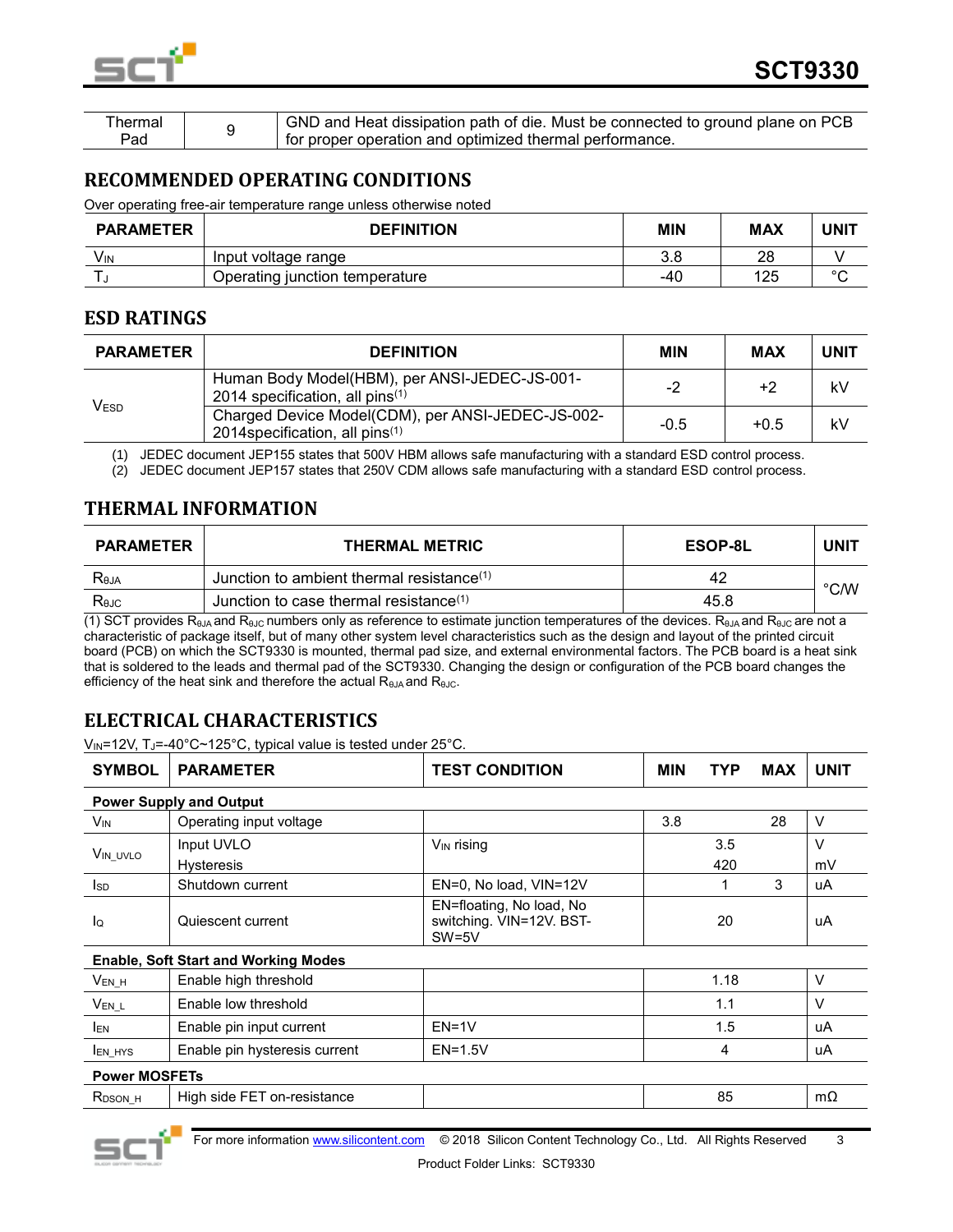| Thermal Pad | 9 | GND and Heat dissipation path of die. Must be connected to ground plane on PCB for proper operation and optimized thermal performance. |
|---|---|---|

## RECOMMENDED OPERATING CONDITIONS

Over operating free-air temperature range unless otherwise noted

| PARAMETER | DEFINITION | MIN | MAX | UNIT |
|---|---|---|---|---|
| $V_{IN}$ | Input voltage range | 3.8 | 28 | V |
| $T_J$ | Operating junction temperature | -40 | 125 | °C |

## ESD RATINGS

| PARAMETER | DEFINITION | MIN | MAX | UNIT |
|---|---|---|---|---|
| $V_{ESD}$ | Human Body Model(HBM), per ANSI-JEDEC-JS-001-2014 specification, all pins[1] | -2 | +2 | kV |
| | Charged Device Model(CDM), per ANSI-JEDEC-JS-002-2014specification, all pins[1] | -0.5 | +0.5 | kV |

(1) JEDEC document JEP155 states that 500V HBM allows safe manufacturing with a standard ESD control process.
(2) JEDEC document JEP157 states that 250V CDM allows safe manufacturing with a standard ESD control process.

## THERMAL INFORMATION

| PARAMETER | THERMAL METRIC | ESOP-8L | UNIT |
|---|---|---|---|
| $R_{\theta JA}$ | Junction to ambient thermal resistance[1] | 42 | °C/W |
| $R_{\theta JC}$ | Junction to case thermal resistance[1] | 45.8 | |

(1) SCT provides $R_{\theta JA}$ and $R_{\theta JC}$ numbers only as reference to estimate junction temperatures of the devices. $R_{\theta JA}$ and $R_{\theta JC}$ are not a characteristic of package itself, but of many other system level characteristics such as the design and layout of the printed circuit board (PCB) on which the SCT9330 is mounted, thermal pad size, and external environmental factors. The PCB board is a heat sink that is soldered to the leads and thermal pad of the SCT9330. Changing the design or configuration of the PCB board changes the efficiency of the heat sink and therefore the actual $R_{\theta JA}$ and $R_{\theta JC}$.

## ELECTRICAL CHARACTERISTICS

$V_{IN}$=12V, $T_J$=-40°C~125°C, typical value is tested under 25°C.

| SYMBOL | PARAMETER | TEST CONDITION | MIN | TYP | MAX | UNIT |
|---|---|---|---|---|---|---|
| **Power Supply and Output** | | | | | | |
| $V_{IN}$ | Operating input voltage | | 3.8 | | 28 | V |
| $V_{IN\_UVLO}$ | Input UVLO | $V_{IN}$ rising | | 3.5 | | V |
| | Hysteresis | | | 420 | | mV |
| $I_{SD}$ | Shutdown current | EN=0, No load, VIN=12V | | 1 | 3 | uA |
| $I_Q$ | Quiescent current | EN=floating, No load, No switching. VIN=12V. BST-SW=5V | | 20 | | uA |
| **Enable, Soft Start and Working Modes** | | | | | | |
| $V_{EN\_H}$ | Enable high threshold | | | 1.18 | | V |
| $V_{EN\_L}$ | Enable low threshold | | | 1.1 | | V |
| $I_{EN}$ | Enable pin input current | EN=1V | | 1.5 | | uA |
| $I_{EN\_HYS}$ | Enable pin hysteresis current | EN=1.5V | | 4 | | uA |
| **Power MOSFETs** | | | | | | |
| $R_{DSON\_H}$ | High side FET on-resistance | | | 85 | | mΩ |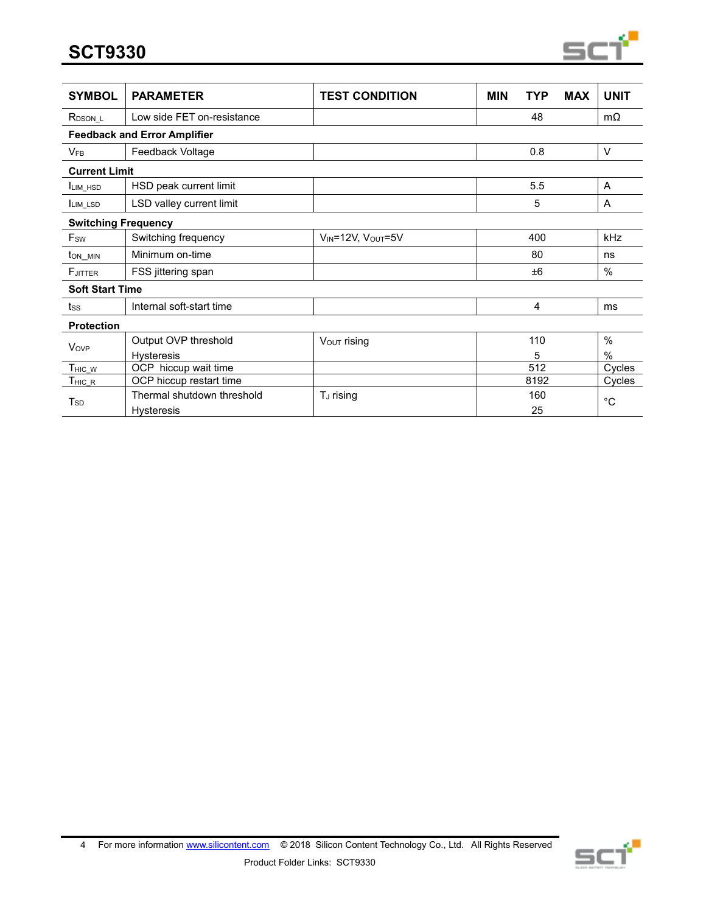| SYMBOL | PARAMETER | TEST CONDITION | MIN | TYP | MAX | UNIT |
|---|---|---|---|---|---|---|
| $R_{DSON\_L}$ | Low side FET on-resistance | | | 48 | | mΩ |
| **Feedback and Error Amplifier** | | | | | | |
| $V_{FB}$ | Feedback Voltage | | | 0.8 | | V |
| **Current Limit** | | | | | | |
| $I_{LIM\_HSD}$ | HSD peak current limit | | | 5.5 | | A |
| $I_{LIM\_LSD}$ | LSD valley current limit | | | 5 | | A |
| **Switching Frequency** | | | | | | |
| $F_{SW}$ | Switching frequency | $V_{IN}$=12V, $V_{OUT}$=5V | | 400 | | kHz |
| $t_{ON\_MIN}$ | Minimum on-time | | | 80 | | ns |
| $F_{JITTER}$ | FSS jittering span | | | ±6 | | % |
| **Soft Start Time** | | | | | | |
| $t_{SS}$ | Internal soft-start time | | | 4 | | ms |
| **Protection** | | | | | | |
| $V_{OVP}$ | Output OVP threshold | $V_{OUT}$ rising | | 110 | | % |
| | Hysteresis | | | 5 | | % |
| $T_{HIC\_W}$ | OCP hiccup wait time | | | 512 | | Cycles |
| $T_{HIC\_R}$ | OCP hiccup restart time | | | 8192 | | Cycles |
| $T_{SD}$ | Thermal shutdown threshold | $T_J$ rising | | 160 | | °C |
| | Hysteresis | | | 25 | | °C |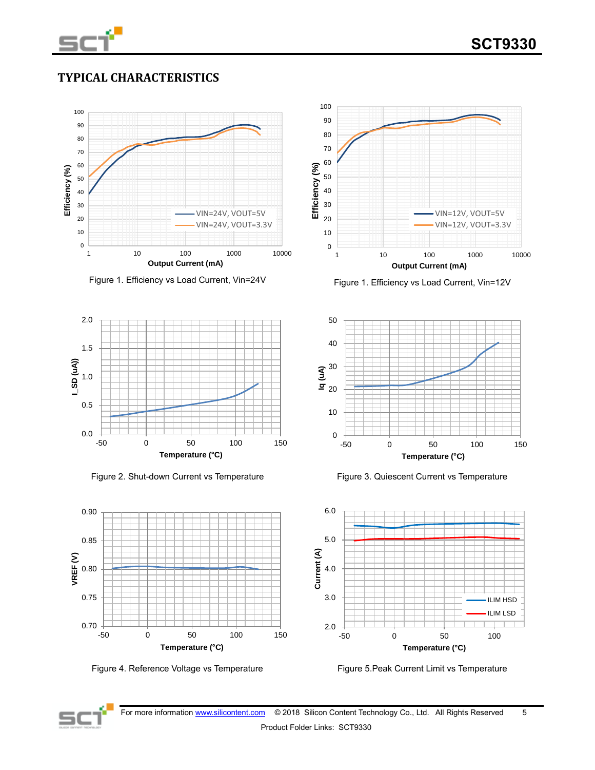## TYPICAL CHARACTERISTICS

Figure 1. Efficiency vs Load Current, Vin=24V

Figure 1. Efficiency vs Load Current, Vin=12V

Figure 2. Shut-down Current vs Temperature

Figure 3. Quiescent Current vs Temperature

Figure 4. Reference Voltage vs Temperature

Figure 5.Peak Current Limit vs Temperature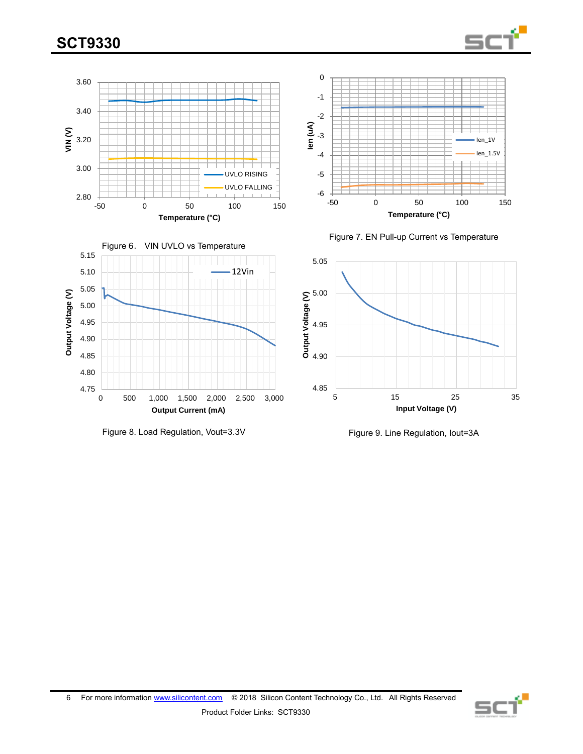Figure 6. VIN UVLO vs Temperature

Figure 7. EN Pull-up Current vs Temperature

Figure 8. Load Regulation, Vout=3.3V

Figure 9. Line Regulation, Iout=3A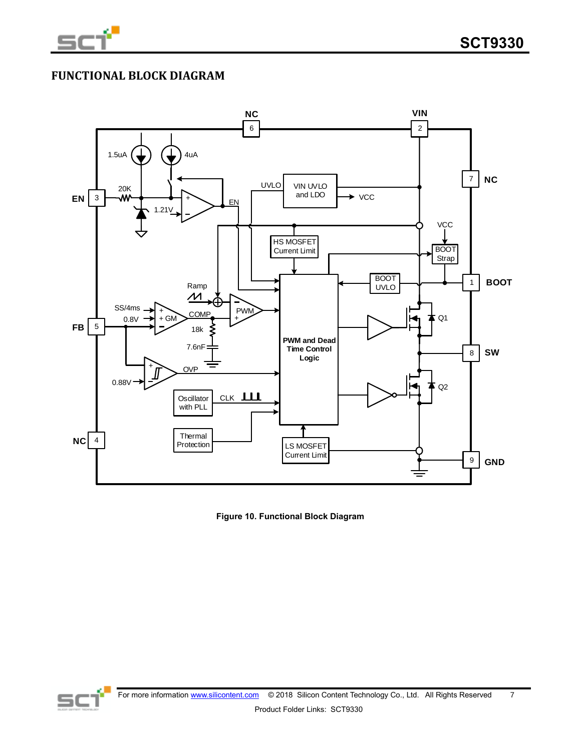## FUNCTIONAL BLOCK DIAGRAM

**Figure 10. Functional Block Diagram**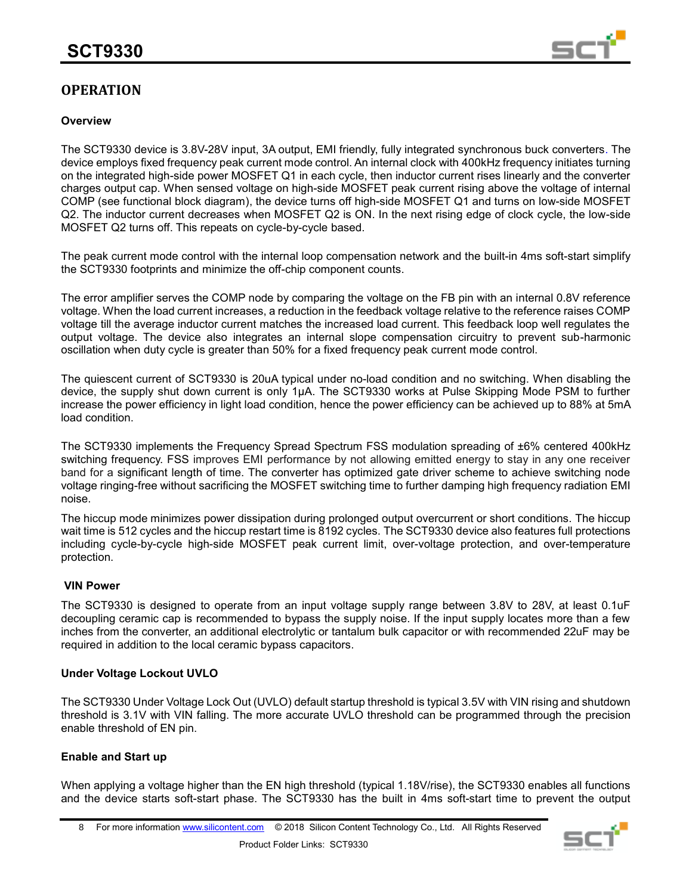## OPERATION

### Overview

The SCT9330 device is 3.8V-28V input, 3A output, EMI friendly, fully integrated synchronous buck converters. The device employs fixed frequency peak current mode control. An internal clock with 400kHz frequency initiates turning on the integrated high-side power MOSFET Q1 in each cycle, then inductor current rises linearly and the converter charges output cap. When sensed voltage on high-side MOSFET peak current rising above the voltage of internal COMP (see functional block diagram), the device turns off high-side MOSFET Q1 and turns on low-side MOSFET Q2. The inductor current decreases when MOSFET Q2 is ON. In the next rising edge of clock cycle, the low-side MOSFET Q2 turns off. This repeats on cycle-by-cycle based.

The peak current mode control with the internal loop compensation network and the built-in 4ms soft-start simplify the SCT9330 footprints and minimize the off-chip component counts.

The error amplifier serves the COMP node by comparing the voltage on the FB pin with an internal 0.8V reference voltage. When the load current increases, a reduction in the feedback voltage relative to the reference raises COMP voltage till the average inductor current matches the increased load current. This feedback loop well regulates the output voltage. The device also integrates an internal slope compensation circuitry to prevent sub-harmonic oscillation when duty cycle is greater than 50% for a fixed frequency peak current mode control.

The quiescent current of SCT9330 is 20uA typical under no-load condition and no switching. When disabling the device, the supply shut down current is only 1μA. The SCT9330 works at Pulse Skipping Mode PSM to further increase the power efficiency in light load condition, hence the power efficiency can be achieved up to 88% at 5mA load condition.

The SCT9330 implements the Frequency Spread Spectrum FSS modulation spreading of ±6% centered 400kHz switching frequency. FSS improves EMI performance by not allowing emitted energy to stay in any one receiver band for a significant length of time. The converter has optimized gate driver scheme to achieve switching node voltage ringing-free without sacrificing the MOSFET switching time to further damping high frequency radiation EMI noise.

The hiccup mode minimizes power dissipation during prolonged output overcurrent or short conditions. The hiccup wait time is 512 cycles and the hiccup restart time is 8192 cycles. The SCT9330 device also features full protections including cycle-by-cycle high-side MOSFET peak current limit, over-voltage protection, and over-temperature protection.

### VIN Power

The SCT9330 is designed to operate from an input voltage supply range between 3.8V to 28V, at least 0.1uF decoupling ceramic cap is recommended to bypass the supply noise. If the input supply locates more than a few inches from the converter, an additional electrolytic or tantalum bulk capacitor or with recommended 22uF may be required in addition to the local ceramic bypass capacitors.

### Under Voltage Lockout UVLO

The SCT9330 Under Voltage Lock Out (UVLO) default startup threshold is typical 3.5V with VIN rising and shutdown threshold is 3.1V with VIN falling. The more accurate UVLO threshold can be programmed through the precision enable threshold of EN pin.

### Enable and Start up

When applying a voltage higher than the EN high threshold (typical 1.18V/rise), the SCT9330 enables all functions and the device starts soft-start phase. The SCT9330 has the built in 4ms soft-start time to prevent the output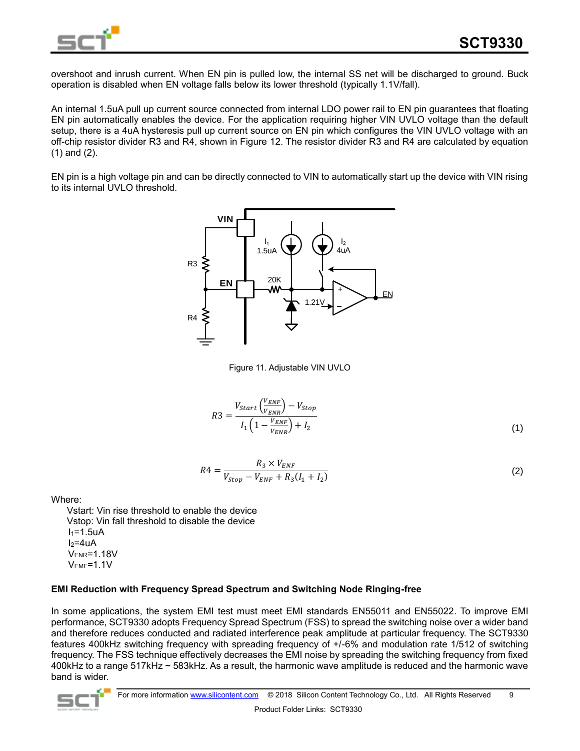overshoot and inrush current. When EN pin is pulled low, the internal SS net will be discharged to ground. Buck operation is disabled when EN voltage falls below its lower threshold (typically 1.1V/fall).

An internal 1.5uA pull up current source connected from internal LDO power rail to EN pin guarantees that floating EN pin automatically enables the device. For the application requiring higher VIN UVLO voltage than the default setup, there is a 4uA hysteresis pull up current source on EN pin which configures the VIN UVLO voltage with an off-chip resistor divider R3 and R4, shown in Figure 12. The resistor divider R3 and R4 are calculated by equation (1) and (2).

EN pin is a high voltage pin and can be directly connected to VIN to automatically start up the device with VIN rising to its internal UVLO threshold.

Figure 11. Adjustable VIN UVLO

$$R3 = \frac{V_{Start}\left(\frac{V_{ENF}}{V_{ENR}}\right) - V_{Stop}}{I_1\left(1 - \frac{V_{ENF}}{V_{ENR}}\right) + I_2} \tag{1}$$

$$R4 = \frac{R_3 \times V_{ENF}}{V_{Stop} - V_{ENF} + R_3(I_1 + I_2)} \tag{2}$$

Where:

- Vstart: Vin rise threshold to enable the device
- Vstop: Vin fall threshold to disable the device
- $I_1$=1.5uA
- $I_2$=4uA
- $V_{ENR}$=1.18V
- $V_{EMF}$=1.1V

**EMI Reduction with Frequency Spread Spectrum and Switching Node Ringing-free**

In some applications, the system EMI test must meet EMI standards EN55011 and EN55022. To improve EMI performance, SCT9330 adopts Frequency Spread Spectrum (FSS) to spread the switching noise over a wider band and therefore reduces conducted and radiated interference peak amplitude at particular frequency. The SCT9330 features 400kHz switching frequency with spreading frequency of +/-6% and modulation rate 1/512 of switching frequency. The FSS technique effectively decreases the EMI noise by spreading the switching frequency from fixed 400kHz to a range 517kHz ~ 583kHz. As a result, the harmonic wave amplitude is reduced and the harmonic wave band is wider.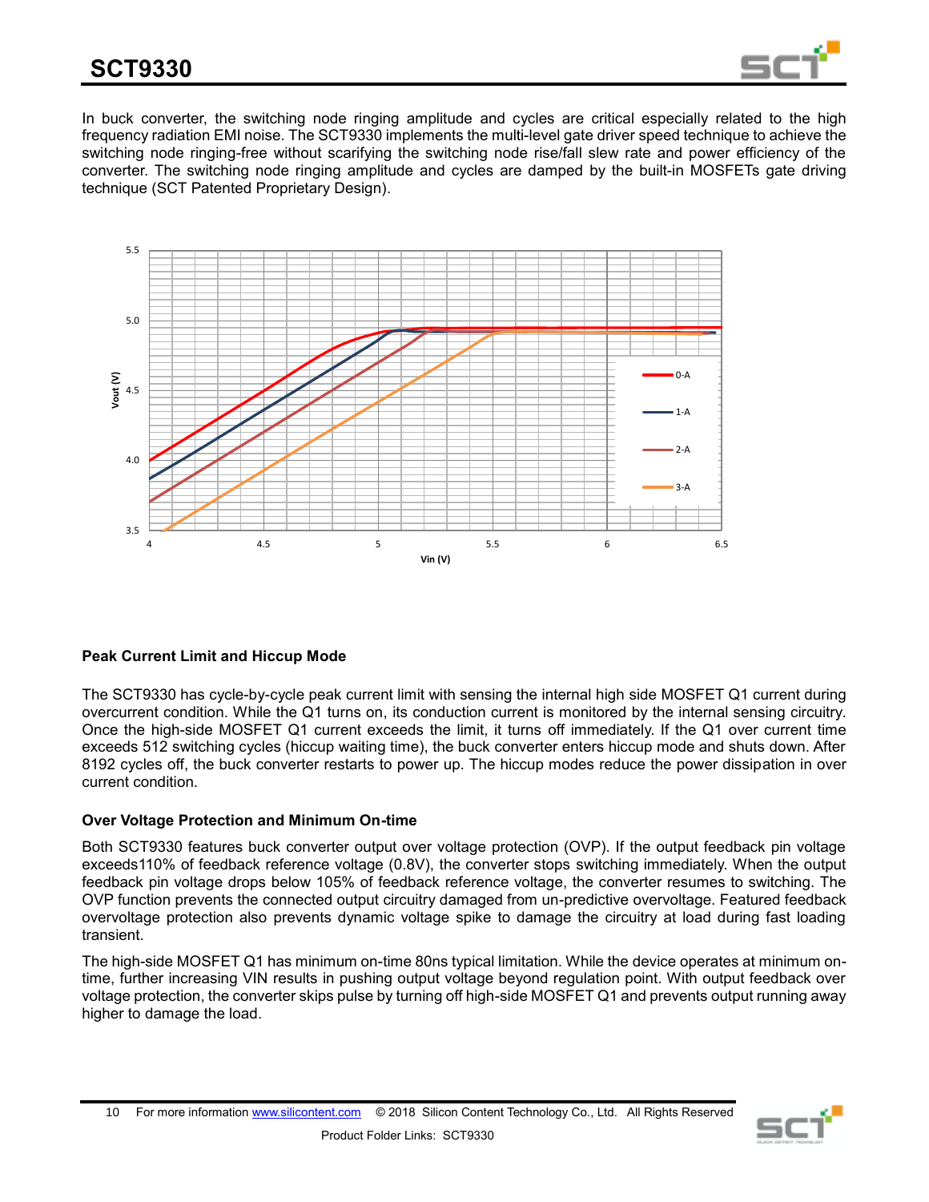In buck converter, the switching node ringing amplitude and cycles are critical especially related to the high frequency radiation EMI noise. The SCT9330 implements the multi-level gate driver speed technique to achieve the switching node ringing-free without scarifying the switching node rise/fall slew rate and power efficiency of the converter. The switching node ringing amplitude and cycles are damped by the built-in MOSFETs gate driving technique (SCT Patented Proprietary Design).

### Peak Current Limit and Hiccup Mode

The SCT9330 has cycle-by-cycle peak current limit with sensing the internal high side MOSFET Q1 current during overcurrent condition. While the Q1 turns on, its conduction current is monitored by the internal sensing circuitry. Once the high-side MOSFET Q1 current exceeds the limit, it turns off immediately. If the Q1 over current time exceeds 512 switching cycles (hiccup waiting time), the buck converter enters hiccup mode and shuts down. After 8192 cycles off, the buck converter restarts to power up. The hiccup modes reduce the power dissipation in over current condition.

### Over Voltage Protection and Minimum On-time

Both SCT9330 features buck converter output over voltage protection (OVP). If the output feedback pin voltage exceeds110% of feedback reference voltage (0.8V), the converter stops switching immediately. When the output feedback pin voltage drops below 105% of feedback reference voltage, the converter resumes to switching. The OVP function prevents the connected output circuitry damaged from un-predictive overvoltage. Featured feedback overvoltage protection also prevents dynamic voltage spike to damage the circuitry at load during fast loading transient.

The high-side MOSFET Q1 has minimum on-time 80ns typical limitation. While the device operates at minimum on-time, further increasing VIN results in pushing output voltage beyond regulation point. With output feedback over voltage protection, the converter skips pulse by turning off high-side MOSFET Q1 and prevents output running away higher to damage the load.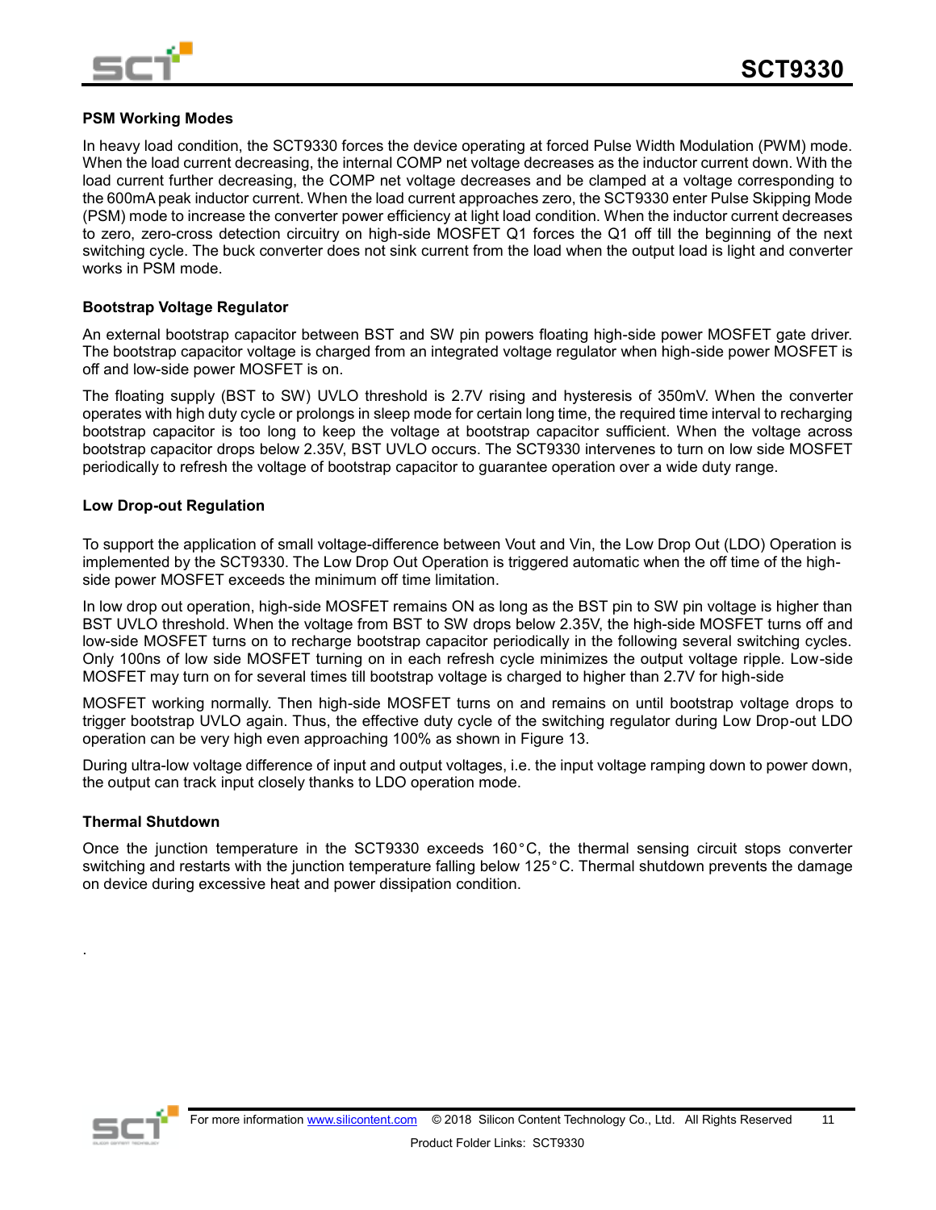### PSM Working Modes

In heavy load condition, the SCT9330 forces the device operating at forced Pulse Width Modulation (PWM) mode. When the load current decreasing, the internal COMP net voltage decreases as the inductor current down. With the load current further decreasing, the COMP net voltage decreases and be clamped at a voltage corresponding to the 600mA peak inductor current. When the load current approaches zero, the SCT9330 enter Pulse Skipping Mode (PSM) mode to increase the converter power efficiency at light load condition. When the inductor current decreases to zero, zero-cross detection circuitry on high-side MOSFET Q1 forces the Q1 off till the beginning of the next switching cycle. The buck converter does not sink current from the load when the output load is light and converter works in PSM mode.

### Bootstrap Voltage Regulator

An external bootstrap capacitor between BST and SW pin powers floating high-side power MOSFET gate driver. The bootstrap capacitor voltage is charged from an integrated voltage regulator when high-side power MOSFET is off and low-side power MOSFET is on.

The floating supply (BST to SW) UVLO threshold is 2.7V rising and hysteresis of 350mV. When the converter operates with high duty cycle or prolongs in sleep mode for certain long time, the required time interval to recharging bootstrap capacitor is too long to keep the voltage at bootstrap capacitor sufficient. When the voltage across bootstrap capacitor drops below 2.35V, BST UVLO occurs. The SCT9330 intervenes to turn on low side MOSFET periodically to refresh the voltage of bootstrap capacitor to guarantee operation over a wide duty range.

### Low Drop-out Regulation

To support the application of small voltage-difference between Vout and Vin, the Low Drop Out (LDO) Operation is implemented by the SCT9330. The Low Drop Out Operation is triggered automatic when the off time of the high-side power MOSFET exceeds the minimum off time limitation.

In low drop out operation, high-side MOSFET remains ON as long as the BST pin to SW pin voltage is higher than BST UVLO threshold. When the voltage from BST to SW drops below 2.35V, the high-side MOSFET turns off and low-side MOSFET turns on to recharge bootstrap capacitor periodically in the following several switching cycles. Only 100ns of low side MOSFET turning on in each refresh cycle minimizes the output voltage ripple. Low-side MOSFET may turn on for several times till bootstrap voltage is charged to higher than 2.7V for high-side MOSFET working normally. Then high-side MOSFET turns on and remains on until bootstrap voltage drops to trigger bootstrap UVLO again. Thus, the effective duty cycle of the switching regulator during Low Drop-out LDO operation can be very high even approaching 100% as shown in Figure 13.

During ultra-low voltage difference of input and output voltages, i.e. the input voltage ramping down to power down, the output can track input closely thanks to LDO operation mode.

### Thermal Shutdown

Once the junction temperature in the SCT9330 exceeds 160°C, the thermal sensing circuit stops converter switching and restarts with the junction temperature falling below 125°C. Thermal shutdown prevents the damage on device during excessive heat and power dissipation condition.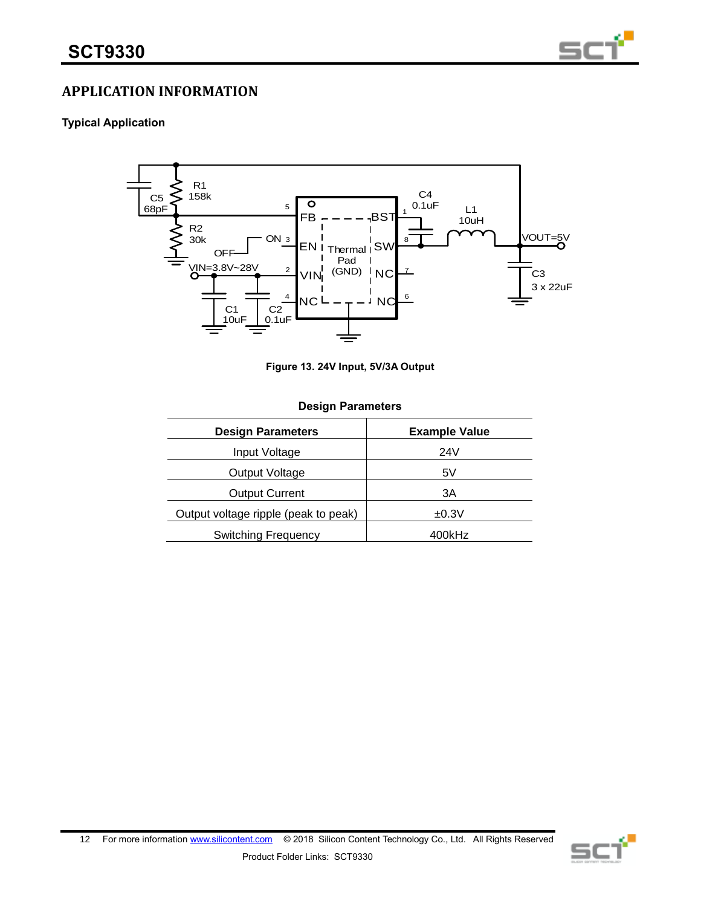## APPLICATION INFORMATION

### Typical Application

Figure 13. 24V Input, 5V/3A Output

**Design Parameters**

| Design Parameters | Example Value |
|---|---|
| Input Voltage | 24V |
| Output Voltage | 5V |
| Output Current | 3A |
| Output voltage ripple (peak to peak) | ±0.3V |
| Switching Frequency | 400kHz |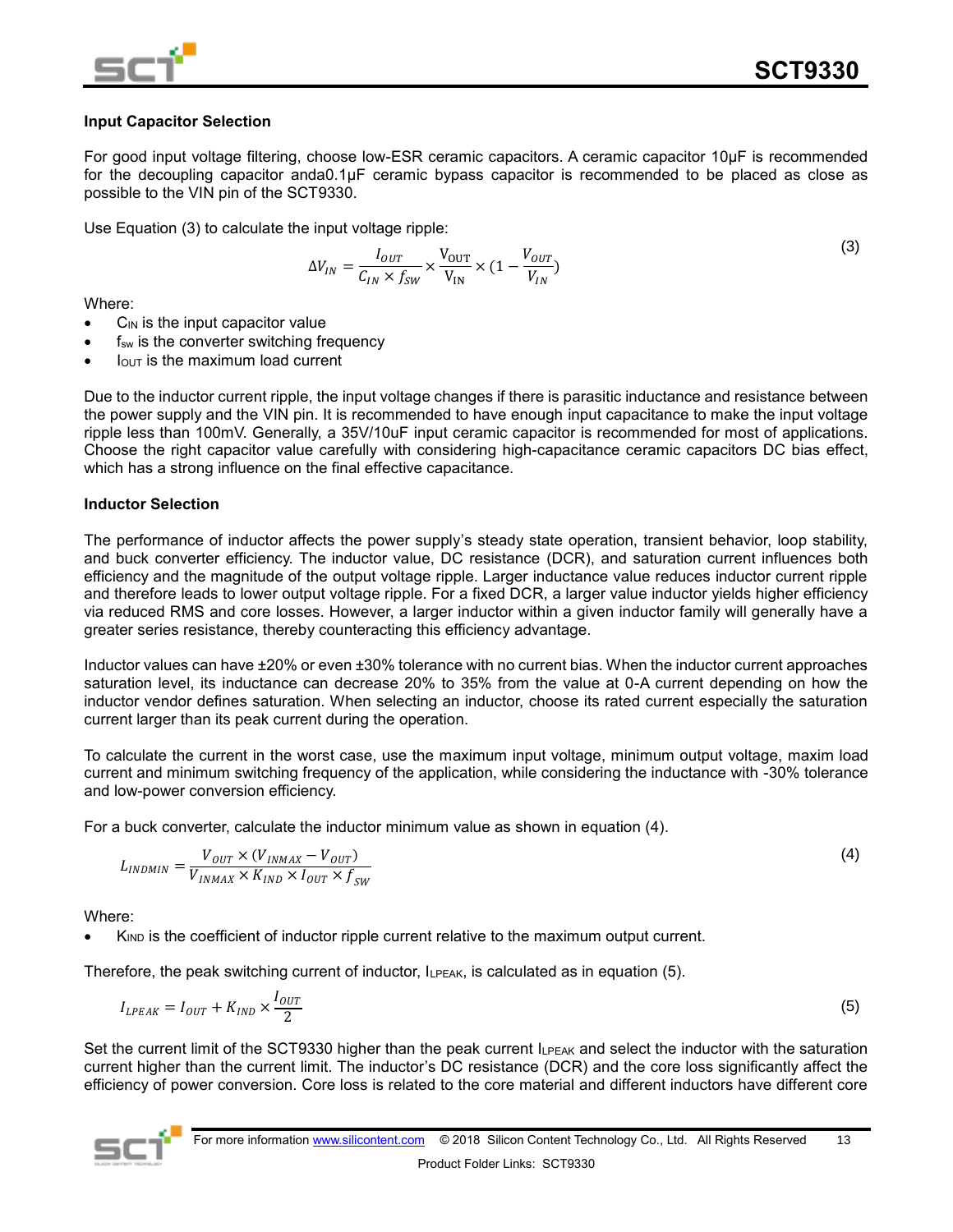### Input Capacitor Selection

For good input voltage filtering, choose low-ESR ceramic capacitors. A ceramic capacitor 10μF is recommended for the decoupling capacitor anda0.1μF ceramic bypass capacitor is recommended to be placed as close as possible to the VIN pin of the SCT9330.

Use Equation (3) to calculate the input voltage ripple:

$$\Delta V_{IN} = \frac{I_{OUT}}{C_{IN} \times f_{SW}} \times \frac{V_{OUT}}{V_{IN}} \times (1 - \frac{V_{OUT}}{V_{IN}}) \tag{3}$$

Where:

- $C_{IN}$ is the input capacitor value
- $f_{sw}$ is the converter switching frequency
- $I_{OUT}$ is the maximum load current

Due to the inductor current ripple, the input voltage changes if there is parasitic inductance and resistance between the power supply and the VIN pin. It is recommended to have enough input capacitance to make the input voltage ripple less than 100mV. Generally, a 35V/10uF input ceramic capacitor is recommended for most of applications. Choose the right capacitor value carefully with considering high-capacitance ceramic capacitors DC bias effect, which has a strong influence on the final effective capacitance.

### Inductor Selection

The performance of inductor affects the power supply's steady state operation, transient behavior, loop stability, and buck converter efficiency. The inductor value, DC resistance (DCR), and saturation current influences both efficiency and the magnitude of the output voltage ripple. Larger inductance value reduces inductor current ripple and therefore leads to lower output voltage ripple. For a fixed DCR, a larger value inductor yields higher efficiency via reduced RMS and core losses. However, a larger inductor within a given inductor family will generally have a greater series resistance, thereby counteracting this efficiency advantage.

Inductor values can have ±20% or even ±30% tolerance with no current bias. When the inductor current approaches saturation level, its inductance can decrease 20% to 35% from the value at 0-A current depending on how the inductor vendor defines saturation. When selecting an inductor, choose its rated current especially the saturation current larger than its peak current during the operation.

To calculate the current in the worst case, use the maximum input voltage, minimum output voltage, maxim load current and minimum switching frequency of the application, while considering the inductance with -30% tolerance and low-power conversion efficiency.

For a buck converter, calculate the inductor minimum value as shown in equation (4).

$$L_{INDMIN} = \frac{V_{OUT} \times (V_{INMAX} - V_{OUT})}{V_{INMAX} \times K_{IND} \times I_{OUT} \times f_{SW}} \tag{4}$$

Where:

- $K_{IND}$ is the coefficient of inductor ripple current relative to the maximum output current.

Therefore, the peak switching current of inductor, $I_{LPEAK}$, is calculated as in equation (5).

$$I_{LPEAK} = I_{OUT} + K_{IND} \times \frac{I_{OUT}}{2} \tag{5}$$

Set the current limit of the SCT9330 higher than the peak current $I_{LPEAK}$ and select the inductor with the saturation current higher than the current limit. The inductor's DC resistance (DCR) and the core loss significantly affect the efficiency of power conversion. Core loss is related to the core material and different inductors have different core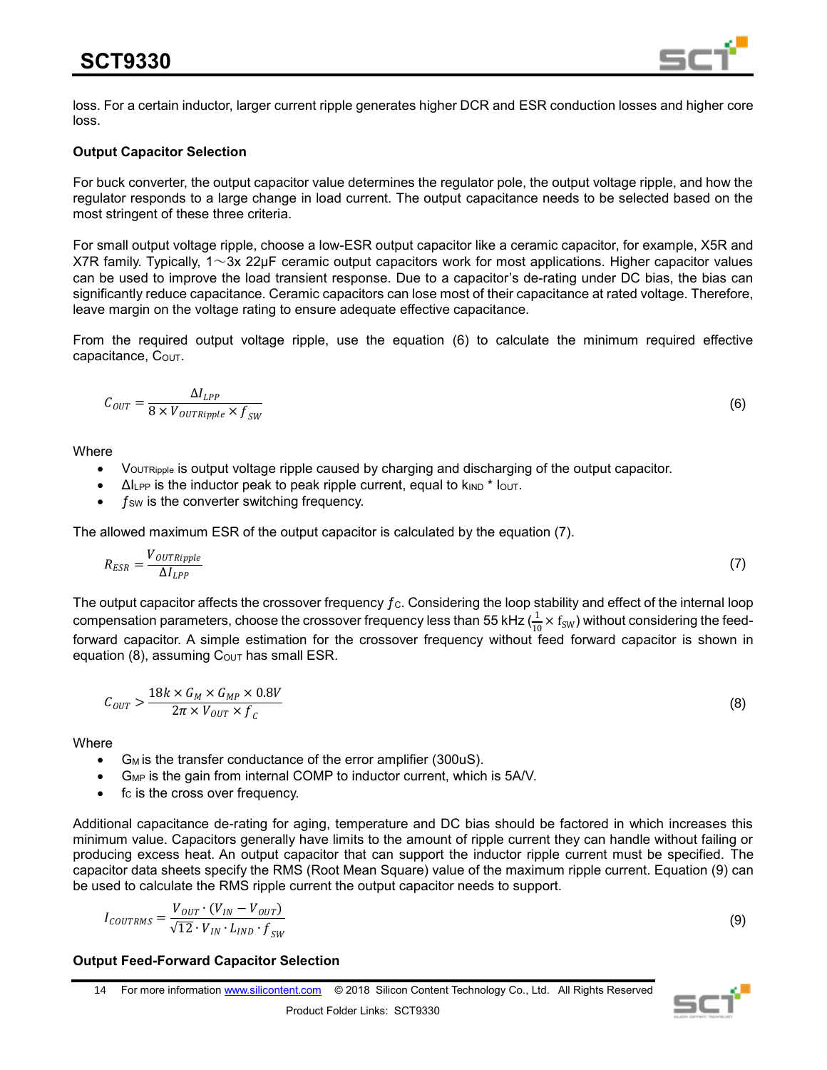loss. For a certain inductor, larger current ripple generates higher DCR and ESR conduction losses and higher core loss.

### Output Capacitor Selection

For buck converter, the output capacitor value determines the regulator pole, the output voltage ripple, and how the regulator responds to a large change in load current. The output capacitance needs to be selected based on the most stringent of these three criteria.

For small output voltage ripple, choose a low-ESR output capacitor like a ceramic capacitor, for example, X5R and X7R family. Typically, 1～3x 22μF ceramic output capacitors work for most applications. Higher capacitor values can be used to improve the load transient response. Due to a capacitor's de-rating under DC bias, the bias can significantly reduce capacitance. Ceramic capacitors can lose most of their capacitance at rated voltage. Therefore, leave margin on the voltage rating to ensure adequate effective capacitance.

From the required output voltage ripple, use the equation (6) to calculate the minimum required effective capacitance, $C_{OUT}$.

$$C_{OUT} = \frac{\Delta I_{LPP}}{8 \times V_{OUTRipple} \times f_{SW}} \tag{6}$$

Where

- $V_{OUTRipple}$ is output voltage ripple caused by charging and discharging of the output capacitor.
- $\Delta I_{LPP}$ is the inductor peak to peak ripple current, equal to $k_{IND}$ * $I_{OUT}$.
- $f_{SW}$ is the converter switching frequency.

The allowed maximum ESR of the output capacitor is calculated by the equation (7).

$$R_{ESR} = \frac{V_{OUTRipple}}{\Delta I_{LPP}} \tag{7}$$

The output capacitor affects the crossover frequency $f_C$. Considering the loop stability and effect of the internal loop compensation parameters, choose the crossover frequency less than 55 kHz ($\frac{1}{10} \times f_{SW}$) without considering the feed-forward capacitor. A simple estimation for the crossover frequency without feed forward capacitor is shown in equation (8), assuming $C_{OUT}$ has small ESR.

$$C_{OUT} > \frac{18k \times G_M \times G_{MP} \times 0.8V}{2\pi \times V_{OUT} \times f_C} \tag{8}$$

Where

- $G_M$ is the transfer conductance of the error amplifier (300uS).
- $G_{MP}$ is the gain from internal COMP to inductor current, which is 5A/V.
- $f_C$ is the cross over frequency.

Additional capacitance de-rating for aging, temperature and DC bias should be factored in which increases this minimum value. Capacitors generally have limits to the amount of ripple current they can handle without failing or producing excess heat. An output capacitor that can support the inductor ripple current must be specified. The capacitor data sheets specify the RMS (Root Mean Square) value of the maximum ripple current. Equation (9) can be used to calculate the RMS ripple current the output capacitor needs to support.

$$I_{COUTRMS} = \frac{V_{OUT} \cdot (V_{IN} - V_{OUT})}{\sqrt{12} \cdot V_{IN} \cdot L_{IND} \cdot f_{SW}} \tag{9}$$

### Output Feed-Forward Capacitor Selection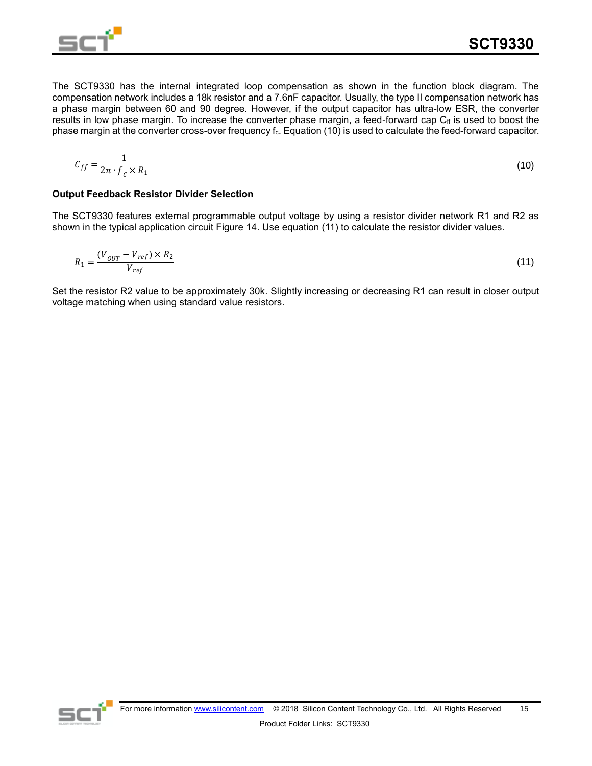The SCT9330 has the internal integrated loop compensation as shown in the function block diagram. The compensation network includes a 18k resistor and a 7.6nF capacitor. Usually, the type II compensation network has a phase margin between 60 and 90 degree. However, if the output capacitor has ultra-low ESR, the converter results in low phase margin. To increase the converter phase margin, a feed-forward cap $C_{ff}$ is used to boost the phase margin at the converter cross-over frequency $f_c$. Equation (10) is used to calculate the feed-forward capacitor.

$$C_{ff} = \frac{1}{2\pi \cdot f_C \times R_1} \tag{10}$$

### Output Feedback Resistor Divider Selection

The SCT9330 features external programmable output voltage by using a resistor divider network R1 and R2 as shown in the typical application circuit Figure 14. Use equation (11) to calculate the resistor divider values.

$$R_1 = \frac{(V_{OUT} - V_{ref}) \times R_2}{V_{ref}} \tag{11}$$

Set the resistor R2 value to be approximately 30k. Slightly increasing or decreasing R1 can result in closer output voltage matching when using standard value resistors.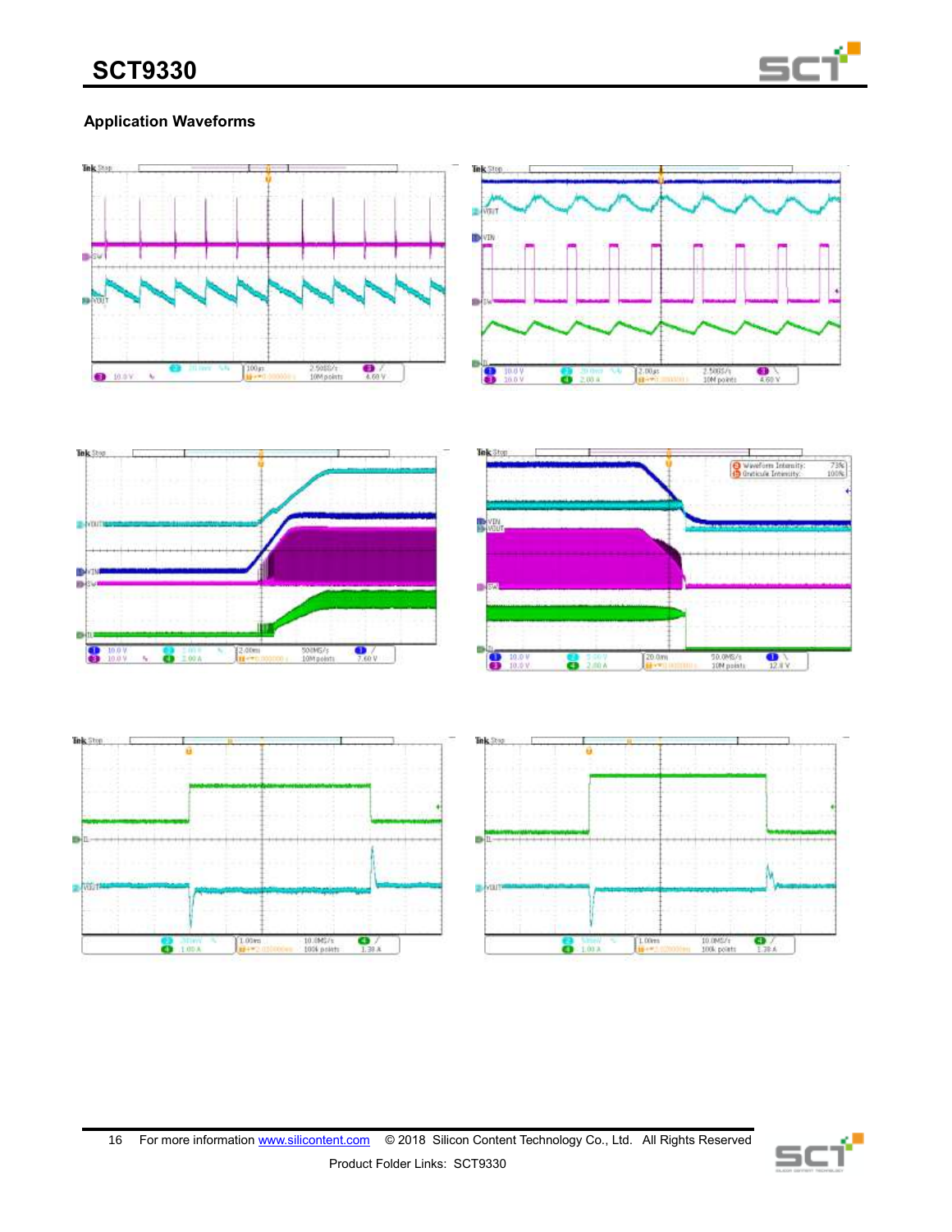## Application Waveforms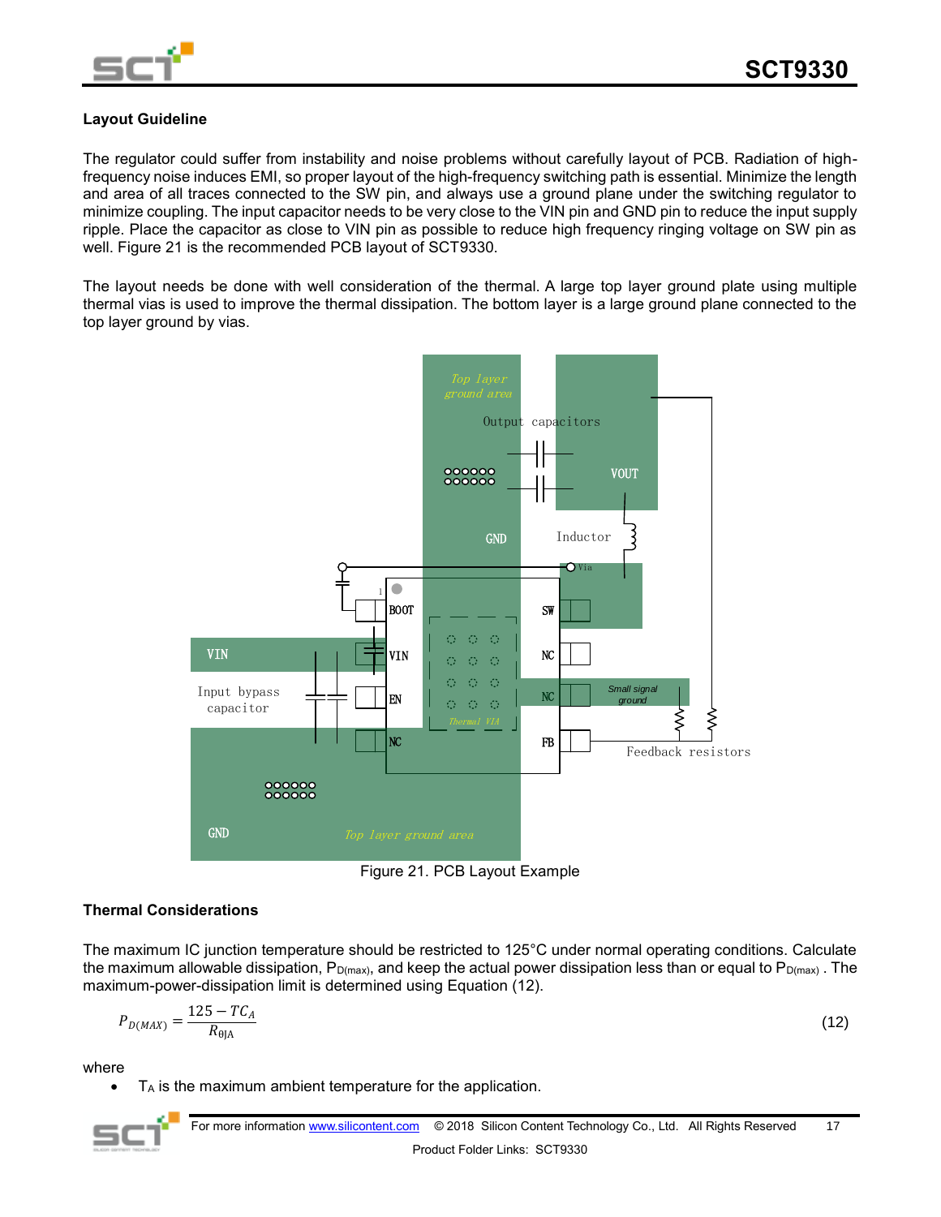### Layout Guideline

The regulator could suffer from instability and noise problems without carefully layout of PCB. Radiation of high-frequency noise induces EMI, so proper layout of the high-frequency switching path is essential. Minimize the length and area of all traces connected to the SW pin, and always use a ground plane under the switching regulator to minimize coupling. The input capacitor needs to be very close to the VIN pin and GND pin to reduce the input supply ripple. Place the capacitor as close to VIN pin as possible to reduce high frequency ringing voltage on SW pin as well. Figure 21 is the recommended PCB layout of SCT9330.

The layout needs be done with well consideration of the thermal. A large top layer ground plate using multiple thermal vias is used to improve the thermal dissipation. The bottom layer is a large ground plane connected to the top layer ground by vias.

Figure 21. PCB Layout Example

### Thermal Considerations

The maximum IC junction temperature should be restricted to 125°C under normal operating conditions. Calculate the maximum allowable dissipation, $P_{D(max)}$, and keep the actual power dissipation less than or equal to $P_{D(max)}$ . The maximum-power-dissipation limit is determined using Equation (12).

$$P_{D(MAX)} = \frac{125 - TC_A}{R_{\theta JA}} \tag{12}$$

where

- $T_A$ is the maximum ambient temperature for the application.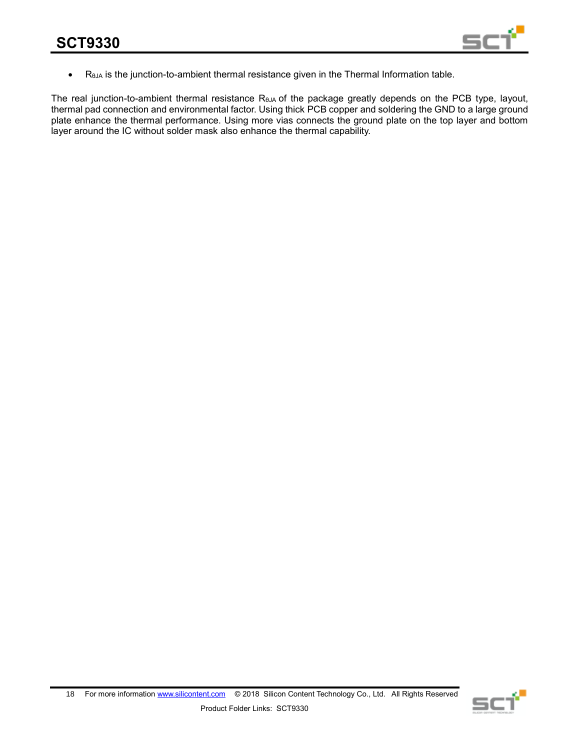- $R_{\theta JA}$ is the junction-to-ambient thermal resistance given in the Thermal Information table.

The real junction-to-ambient thermal resistance $R_{\theta JA}$ of the package greatly depends on the PCB type, layout, thermal pad connection and environmental factor. Using thick PCB copper and soldering the GND to a large ground plate enhance the thermal performance. Using more vias connects the ground plate on the top layer and bottom layer around the IC without solder mask also enhance the thermal capability.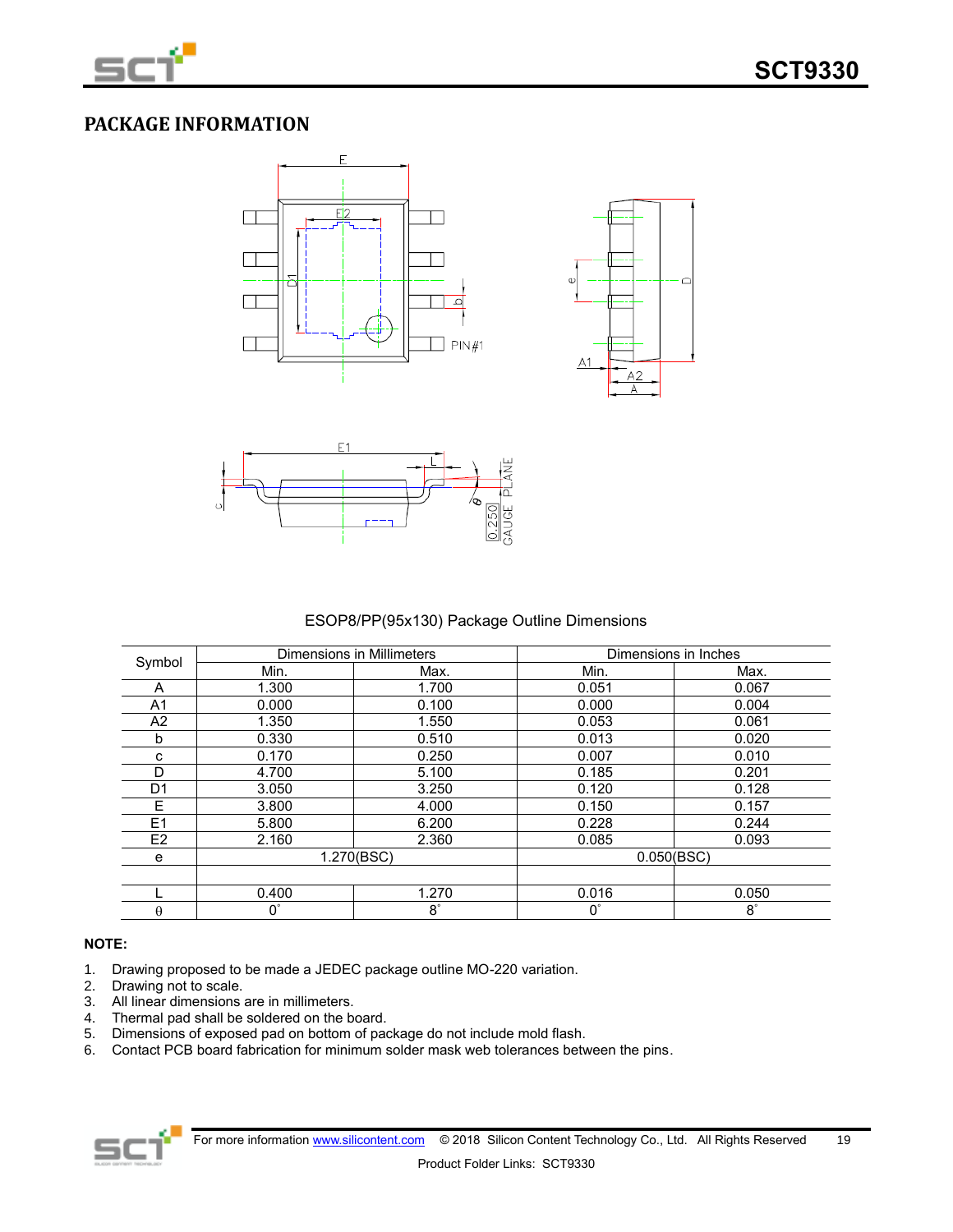## PACKAGE INFORMATION

ESOP8/PP(95x130) Package Outline Dimensions

| Symbol | Dimensions in Millimeters | | Dimensions in Inches | |
|---|---|---|---|---|
| | Min. | Max. | Min. | Max. |
| A | 1.300 | 1.700 | 0.051 | 0.067 |
| A1 | 0.000 | 0.100 | 0.000 | 0.004 |
| A2 | 1.350 | 1.550 | 0.053 | 0.061 |
| b | 0.330 | 0.510 | 0.013 | 0.020 |
| c | 0.170 | 0.250 | 0.007 | 0.010 |
| D | 4.700 | 5.100 | 0.185 | 0.201 |
| D1 | 3.050 | 3.250 | 0.120 | 0.128 |
| E | 3.800 | 4.000 | 0.150 | 0.157 |
| E1 | 5.800 | 6.200 | 0.228 | 0.244 |
| E2 | 2.160 | 2.360 | 0.085 | 0.093 |
| e | 1.270(BSC) | | 0.050(BSC) | |
| | | | | |
| L | 0.400 | 1.270 | 0.016 | 0.050 |
| θ | 0° | 8° | 0° | 8° |

**NOTE:**

1. Drawing proposed to be made a JEDEC package outline MO-220 variation.
2. Drawing not to scale.
3. All linear dimensions are in millimeters.
4. Thermal pad shall be soldered on the board.
5. Dimensions of exposed pad on bottom of package do not include mold flash.
6. Contact PCB board fabrication for minimum solder mask web tolerances between the pins.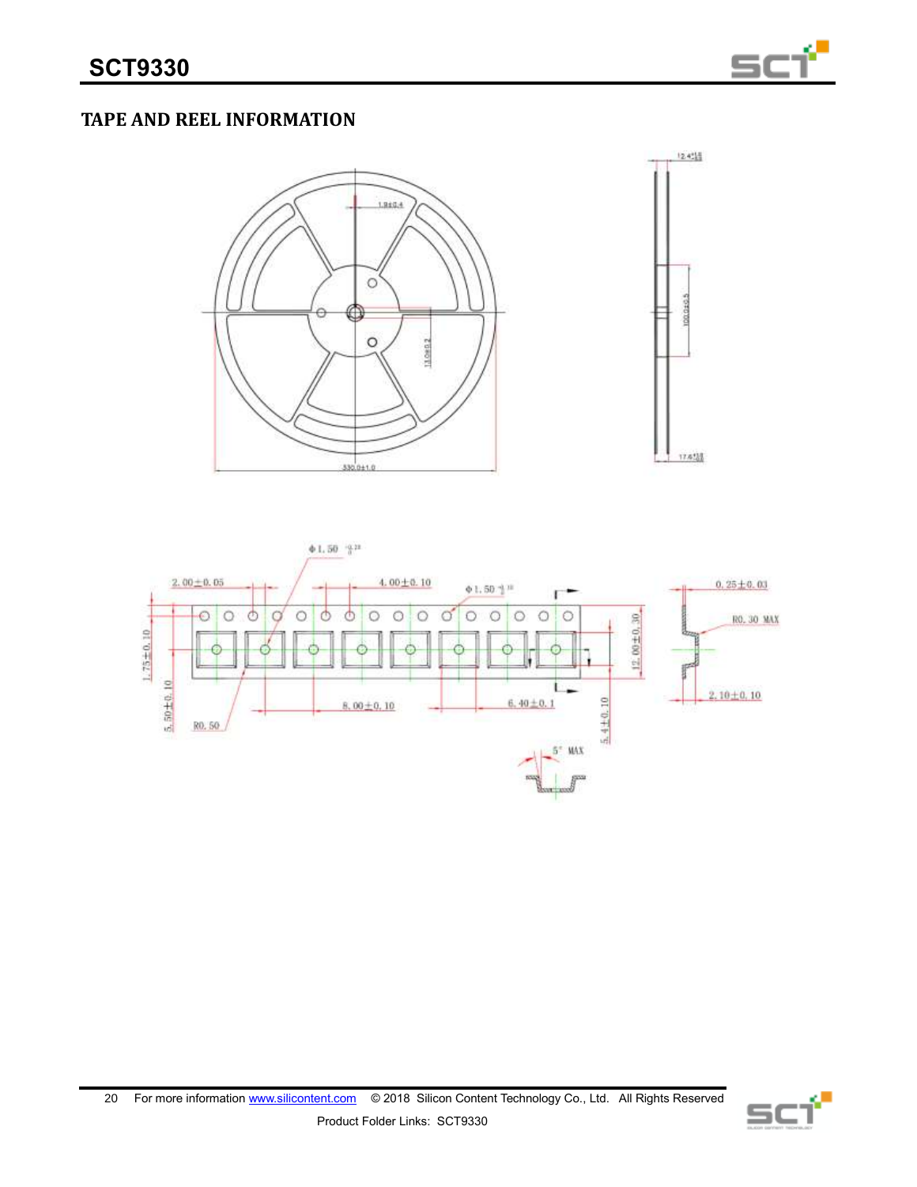## TAPE AND REEL INFORMATION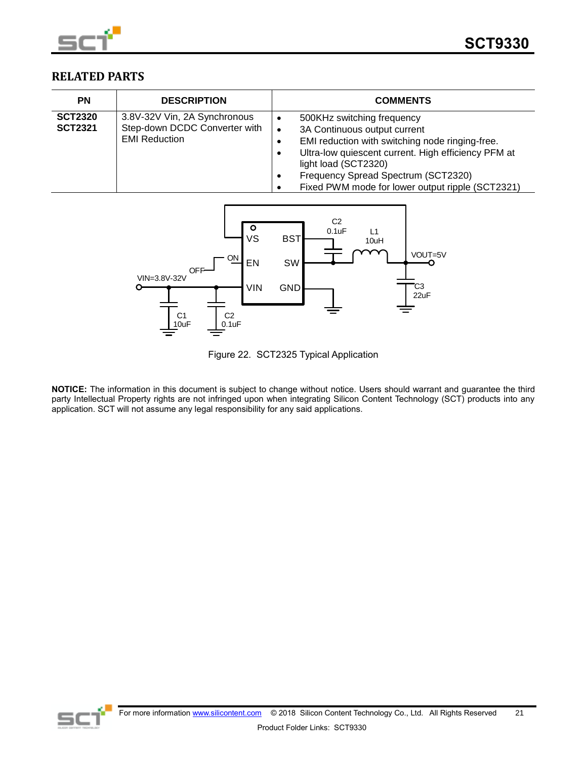## RELATED PARTS

| PN | DESCRIPTION | COMMENTS |
|---|---|---|
| **SCT2320**<br>**SCT2321** | 3.8V-32V Vin, 2A Synchronous Step-down DCDC Converter with EMI Reduction | • 500KHz switching frequency<br>• 3A Continuous output current<br>• EMI reduction with switching node ringing-free.<br>• Ultra-low quiescent current. High efficiency PFM at light load (SCT2320)<br>• Frequency Spread Spectrum (SCT2320)<br>• Fixed PWM mode for lower output ripple (SCT2321) |

VS
BST
EN
SW
VIN
GND
C2
0.1uF
L1
10uH
VOUT=5V
ON
OFF
VIN=3.8V-32V
C3
22uF
C1
10uF
C2
0.1uF

Figure 22. SCT2325 Typical Application

**NOTICE:** The information in this document is subject to change without notice. Users should warrant and guarantee the third party Intellectual Property rights are not infringed upon when integrating Silicon Content Technology (SCT) products into any application. SCT will not assume any legal responsibility for any said applications.